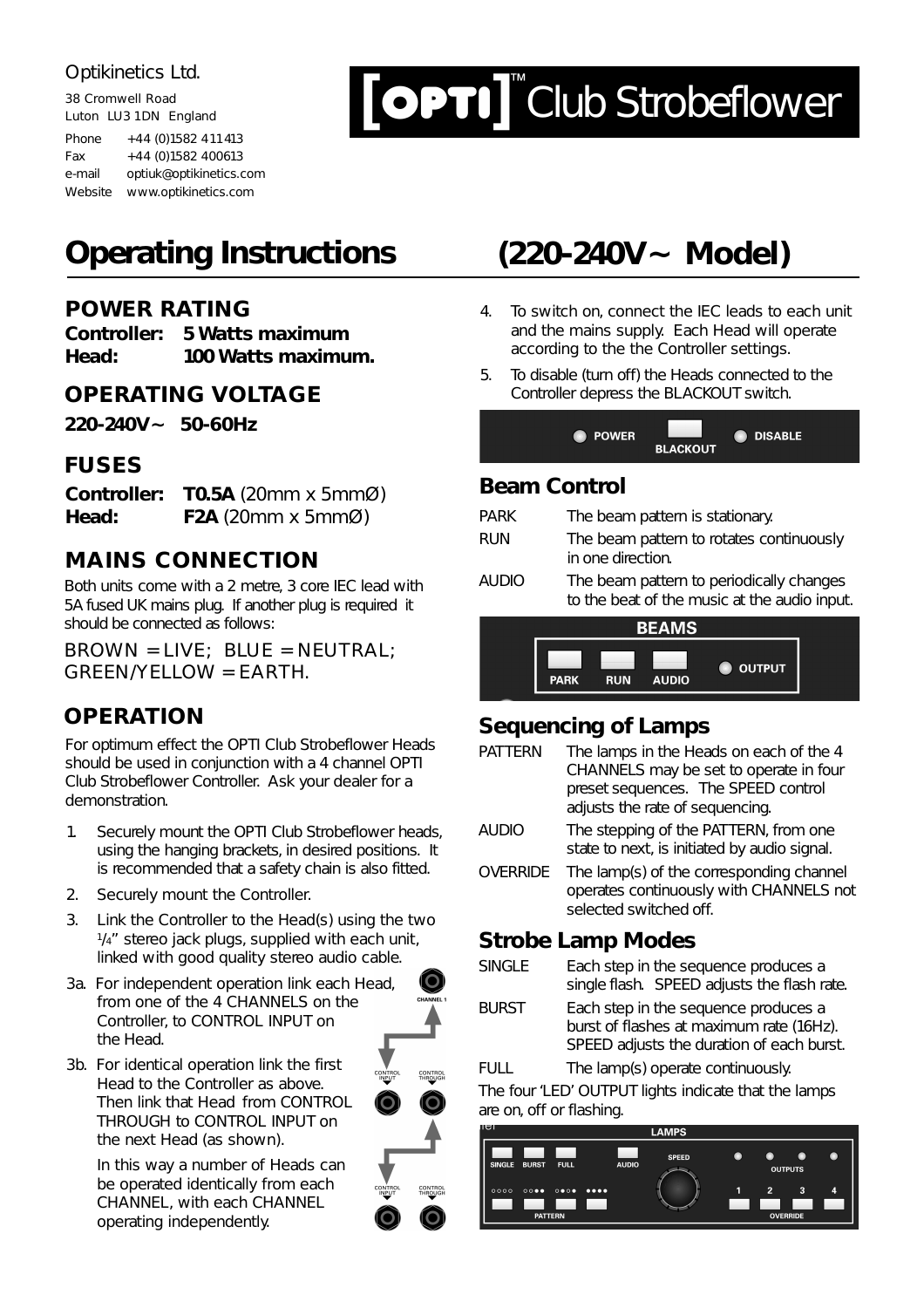Optikinetics Ltd.

38 Cromwell Road
Luton LU3 1DN England

Phone +44 (0)1582 411413
Fax +44 (0)1582 400613
e-mail optiuk@optikinetics.com
Website www.optikinetics.com

# [OPTI]™ Club Strobeflower

# Operating Instructions (220-240V~ Model)

## POWER RATING

**Controller: 5 Watts maximum**
**Head: 100 Watts maximum.**

## OPERATING VOLTAGE

**220-240V~ 50-60Hz**

## FUSES

**Controller: T0.5A** (20mm x 5mmØ)
**Head: F2A** (20mm x 5mmØ)

## MAINS CONNECTION

Both units come with a 2 metre, 3 core IEC lead with 5A fused UK mains plug. If another plug is required it should be connected as follows:

BROWN = LIVE; BLUE = NEUTRAL; GREEN/YELLOW = EARTH.

## OPERATION

For optimum effect the OPTI Club Strobeflower Heads should be used in conjunction with a 4 channel OPTI Club Strobeflower Controller. Ask your dealer for a demonstration.

1. Securely mount the OPTI Club Strobeflower heads, using the hanging brackets, in desired positions. It is recommended that a safety chain is also fitted.
2. Securely mount the Controller.
3. Link the Controller to the Head(s) using the two 1/4" stereo jack plugs, supplied with each unit, linked with good quality stereo audio cable.

3a. For independent operation link each Head, from one of the 4 CHANNELS on the Controller, to CONTROL INPUT on the Head.

3b. For identical operation link the first Head to the Controller as above. Then link that Head from CONTROL THROUGH to CONTROL INPUT on the next Head (as shown).

In this way a number of Heads can be operated identically from each CHANNEL, with each CHANNEL operating independently.

CHANNEL 1 — CONTROL INPUT — CONTROL THROUGH — CONTROL INPUT — CONTROL THROUGH

4. To switch on, connect the IEC leads to each unit and the mains supply. Each Head will operate according to the the Controller settings.
5. To disable (turn off) the Heads connected to the Controller depress the BLACKOUT switch.

POWER — BLACKOUT — DISABLE

## Beam Control

| | |
|---|---|
| PARK | The beam pattern is stationary. |
| RUN | The beam pattern to rotates continuously in one direction. |
| AUDIO | The beam pattern to periodically changes to the beat of the music at the audio input. |

BEAMS: PARK — RUN — AUDIO — OUTPUT

## Sequencing of Lamps

| | |
|---|---|
| PATTERN | The lamps in the Heads on each of the 4 CHANNELS may be set to operate in four preset sequences. The SPEED control adjusts the rate of sequencing. |
| AUDIO | The stepping of the PATTERN, from one state to next, is initiated by audio signal. |
| OVERRIDE | The lamp(s) of the corresponding channel operates continuously with CHANNELS not selected switched off. |

## Strobe Lamp Modes

| | |
|---|---|
| SINGLE | Each step in the sequence produces a single flash. SPEED adjusts the flash rate. |
| BURST | Each step in the sequence produces a burst of flashes at maximum rate (16Hz). SPEED adjusts the duration of each burst. |
| FULL | The lamp(s) operate continuously. |

The four 'LED' OUTPUT lights indicate that the lamps are on, off or flashing.

LAMPS: SINGLE — BURST — FULL — AUDIO — SPEED — OUTPUTS — PATTERN — OVERRIDE 1 2 3 4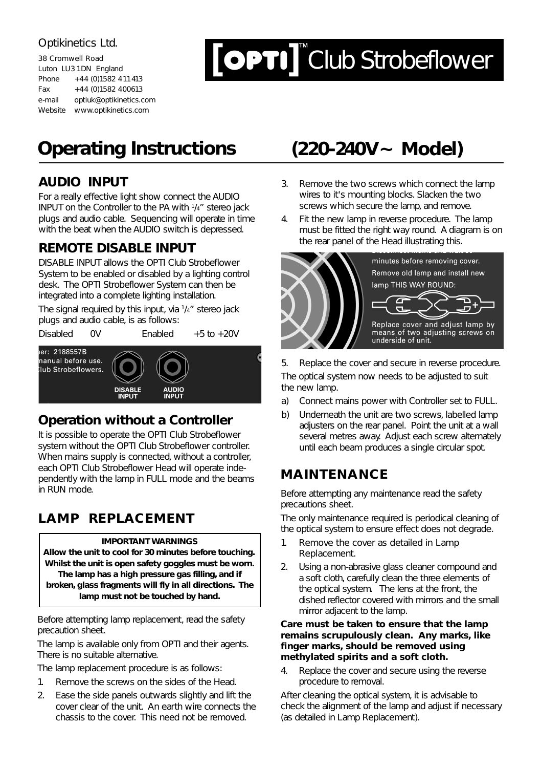Optikinetics Ltd.

38 Cromwell Road
Luton LU3 1DN England
Phone +44 (0)1582 411413
Fax +44 (0)1582 400613
e-mail optiuk@optikinetics.com
Website www.optikinetics.com

# [OPTI]™ Club Strobeflower

# Operating Instructions (220-240V~ Model)

## AUDIO INPUT

For a really effective light show connect the AUDIO INPUT on the Controller to the PA with 1/4" stereo jack plugs and audio cable. Sequencing will operate in time with the beat when the AUDIO switch is depressed.

## REMOTE DISABLE INPUT

DISABLE INPUT allows the OPTI Club Strobeflower System to be enabled or disabled by a lighting control desk. The OPTI Strobeflower System can then be integrated into a complete lighting installation.

The signal required by this input, via 1/4" stereo jack plugs and audio cable, is as follows:

| Disabled | 0V | Enabled | +5 to +20V |
|---|---|---|---|

ber: 2188557B
manual before use.
Club Strobeflowers.

DISABLE INPUT AUDIO INPUT

## Operation without a Controller

It is possible to operate the OPTI Club Strobeflower system without the OPTI Club Strobeflower controller. When mains supply is connected, without a controller, each OPTI Club Strobeflower Head will operate independently with the lamp in FULL mode and the beams in RUN mode.

## LAMP REPLACEMENT

**IMPORTANT WARNINGS**
**Allow the unit to cool for 30 minutes before touching. Whilst the unit is open safety goggles must be worn. The lamp has a high pressure gas filling, and if broken, glass fragments will fly in all directions. The lamp must not be touched by hand.**

Before attempting lamp replacement, read the safety precaution sheet.

The lamp is available only from OPTI and their agents. There is no suitable alternative.

The lamp replacement procedure is as follows:

1. Remove the screws on the sides of the Head.
2. Ease the side panels outwards slightly and lift the cover clear of the unit. An earth wire connects the chassis to the cover. This need not be removed.
3. Remove the two screws which connect the lamp wires to it's mounting blocks. Slacken the two screws which secure the lamp, and remove.
4. Fit the new lamp in reverse procedure. The lamp must be fitted the right way round. A diagram is on the rear panel of the Head illustrating this.

minutes before removing cover.
Remove old lamp and install new lamp THIS WAY ROUND:

Replace cover and adjust lamp by means of two adjusting screws on underside of unit.

5. Replace the cover and secure in reverse procedure.

The optical system now needs to be adjusted to suit the new lamp.

a) Connect mains power with Controller set to FULL.
b) Underneath the unit are two screws, labelled lamp adjusters on the rear panel. Point the unit at a wall several metres away. Adjust each screw alternately until each beam produces a single circular spot.

## MAINTENANCE

Before attempting any maintenance read the safety precautions sheet.

The only maintenance required is periodical cleaning of the optical system to ensure effect does not degrade.

1. Remove the cover as detailed in Lamp Replacement.
2. Using a non-abrasive glass cleaner compound and a soft cloth, carefully clean the three elements of the optical system. The lens at the front, the dished reflector covered with mirrors and the small mirror adjacent to the lamp.

**Care must be taken to ensure that the lamp remains scrupulously clean. Any marks, like finger marks, should be removed using methylated spirits and a soft cloth.**

4. Replace the cover and secure using the reverse procedure to removal.

After cleaning the optical system, it is advisable to check the alignment of the lamp and adjust if necessary (as detailed in Lamp Replacement).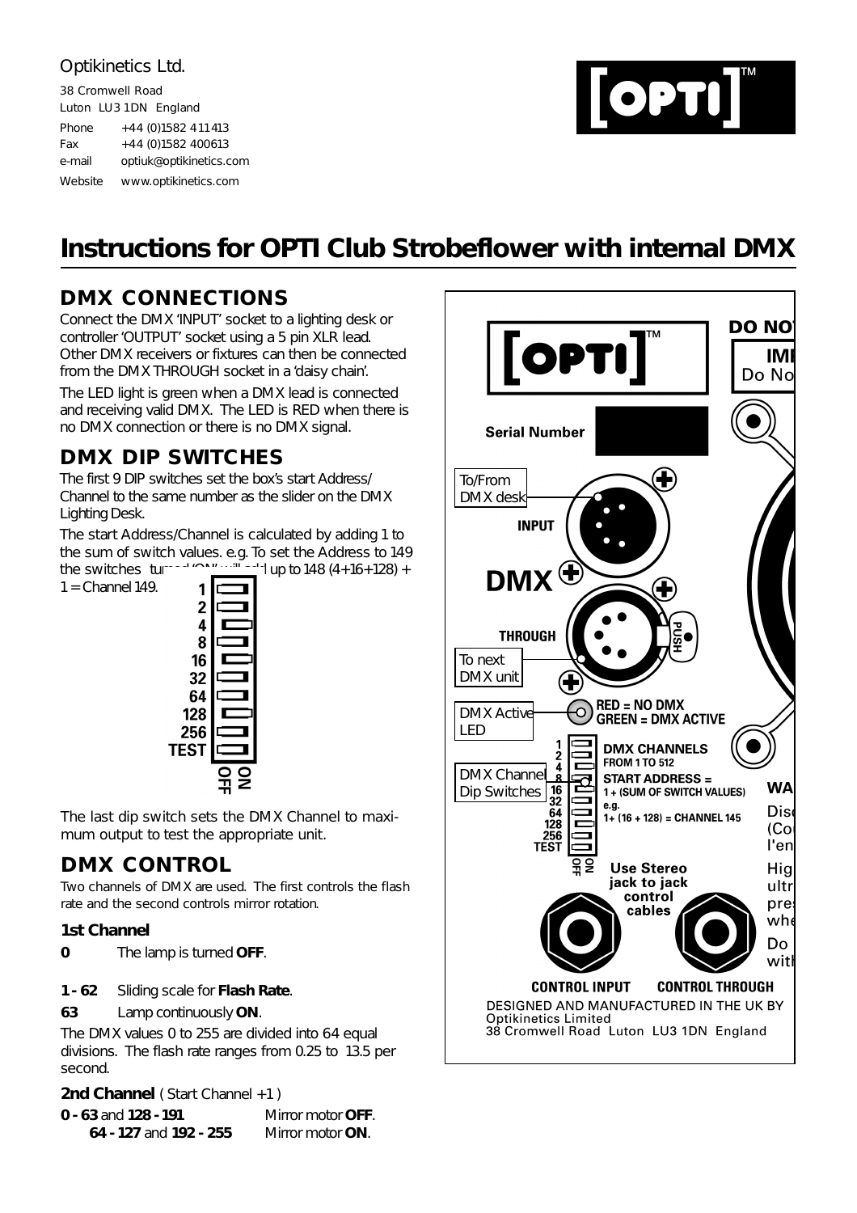Optikinetics Ltd.

38 Cromwell Road
Luton LU3 1DN England

Phone +44 (0)1582 411413
Fax +44 (0)1582 400613
e-mail optiuk@optikinetics.com
Website www.optikinetics.com

# Instructions for OPTI Club Strobeflower with internal DMX

## DMX CONNECTIONS

Connect the DMX 'INPUT' socket to a lighting desk or controller 'OUTPUT' socket using a 5 pin XLR lead. Other DMX receivers or fixtures can then be connected from the DMX THROUGH socket in a 'daisy chain'.

The LED light is green when a DMX lead is connected and receiving valid DMX. The LED is RED when there is no DMX connection or there is no DMX signal.

## DMX DIP SWITCHES

The first 9 DIP switches set the box's start Address/ Channel to the same number as the slider on the DMX Lighting Desk.

The start Address/Channel is calculated by adding 1 to the sum of switch values. e.g. To set the Address to 149 the switches turned 'ON' will add up to 148 (4+16+128) + 1 = Channel 149.

1
2
4
8
16
32
64
128
256
TEST

OFF ON

The last dip switch sets the DMX Channel to maximum output to test the appropriate unit.

## DMX CONTROL

Two channels of DMX are used. The first controls the flash rate and the second controls mirror rotation.

### 1st Channel

**0** The lamp is turned **OFF**.

**1 - 62** Sliding scale for **Flash Rate**.

**63** Lamp continuously **ON**.

The DMX values 0 to 255 are divided into 64 equal divisions. The flash rate ranges from 0.25 to 13.5 per second.

### 2nd Channel ( Start Channel +1 )

**0 - 63** and **128 - 191** Mirror motor **OFF**.

**64 - 127** and **192 - 255** Mirror motor **ON**.

[OPTI]™

Serial Number

To/From DMX desk

INPUT

DMX

THROUGH

PUSH

To next DMX unit

DMX Active LED

RED = NO DMX
GREEN = DMX ACTIVE

DMX Channel Dip Switches

DMX CHANNELS FROM 1 TO 512
START ADDRESS = 1 + (SUM OF SWITCH VALUES)
e.g. 1+ (16 + 128) = CHANNEL 145

Use Stereo jack to jack control cables

CONTROL INPUT CONTROL THROUGH

DESIGNED AND MANUFACTURED IN THE UK BY
Optikinetics Limited
38 Cromwell Road Luton LU3 1DN England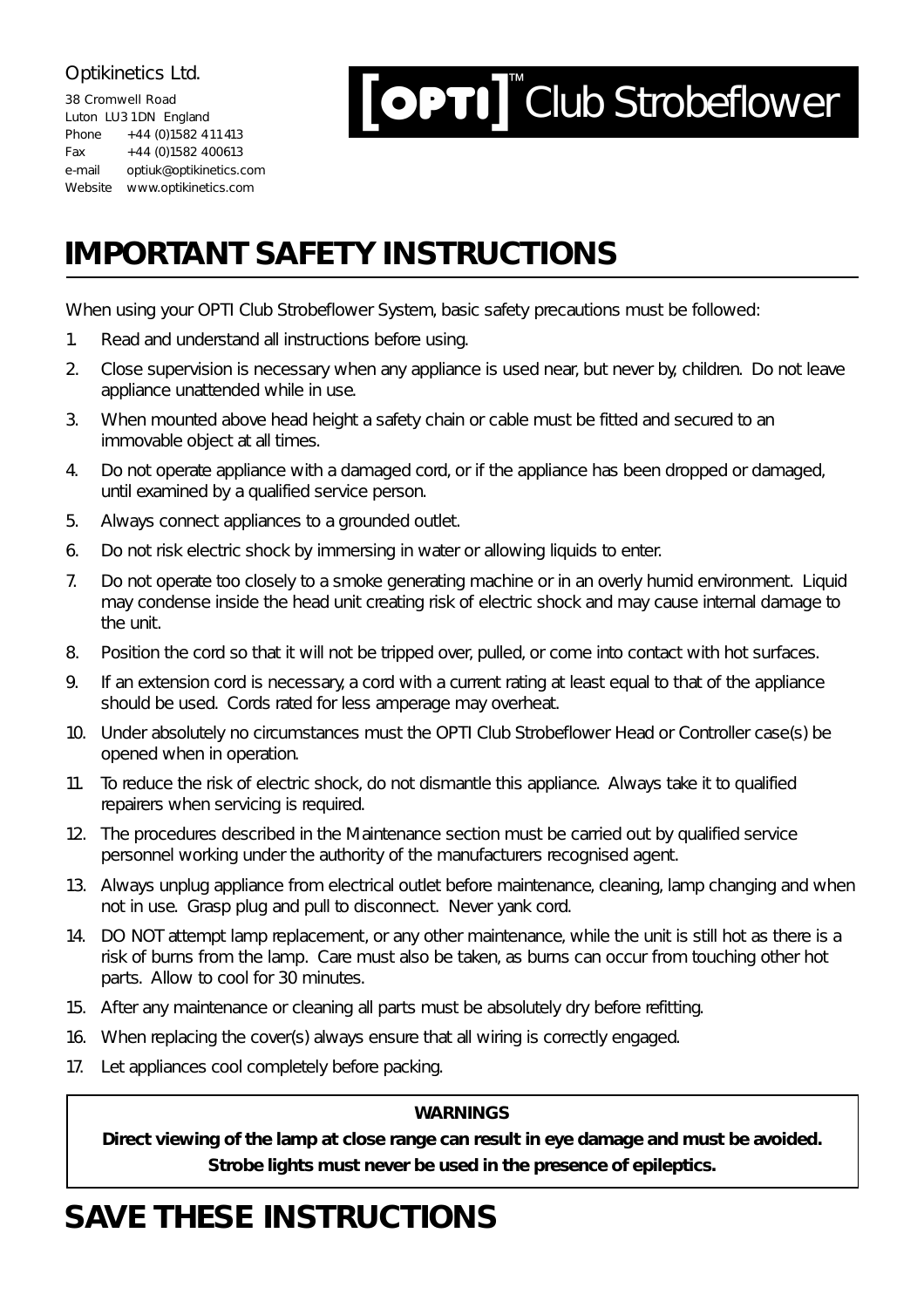Optikinetics Ltd.

38 Cromwell Road
Luton LU3 1DN England
Phone +44 (0)1582 411413
Fax +44 (0)1582 400613
e-mail optiuk@optikinetics.com
Website www.optikinetics.com

**[OPTI]™ Club Strobeflower**

# IMPORTANT SAFETY INSTRUCTIONS

When using your OPTI Club Strobeflower System, basic safety precautions must be followed:

1. Read and understand all instructions before using.
2. Close supervision is necessary when any appliance is used near, but never by, children. Do not leave appliance unattended while in use.
3. When mounted above head height a safety chain or cable must be fitted and secured to an immovable object at all times.
4. Do not operate appliance with a damaged cord, or if the appliance has been dropped or damaged, until examined by a qualified service person.
5. Always connect appliances to a grounded outlet.
6. Do not risk electric shock by immersing in water or allowing liquids to enter.
7. Do not operate too closely to a smoke generating machine or in an overly humid environment. Liquid may condense inside the head unit creating risk of electric shock and may cause internal damage to the unit.
8. Position the cord so that it will not be tripped over, pulled, or come into contact with hot surfaces.
9. If an extension cord is necessary, a cord with a current rating at least equal to that of the appliance should be used. Cords rated for less amperage may overheat.
10. Under absolutely no circumstances must the OPTI Club Strobeflower Head or Controller case(s) be opened when in operation.
11. To reduce the risk of electric shock, do not dismantle this appliance. Always take it to qualified repairers when servicing is required.
12. The procedures described in the Maintenance section must be carried out by qualified service personnel working under the authority of the manufacturers recognised agent.
13. Always unplug appliance from electrical outlet before maintenance, cleaning, lamp changing and when not in use. Grasp plug and pull to disconnect. Never yank cord.
14. DO NOT attempt lamp replacement, or any other maintenance, while the unit is still hot as there is a risk of burns from the lamp. Care must also be taken, as burns can occur from touching other hot parts. Allow to cool for 30 minutes.
15. After any maintenance or cleaning all parts must be absolutely dry before refitting.
16. When replacing the cover(s) always ensure that all wiring is correctly engaged.
17. Let appliances cool completely before packing.

**WARNINGS**

**Direct viewing of the lamp at close range can result in eye damage and must be avoided.**

**Strobe lights must never be used in the presence of epileptics.**

# SAVE THESE INSTRUCTIONS